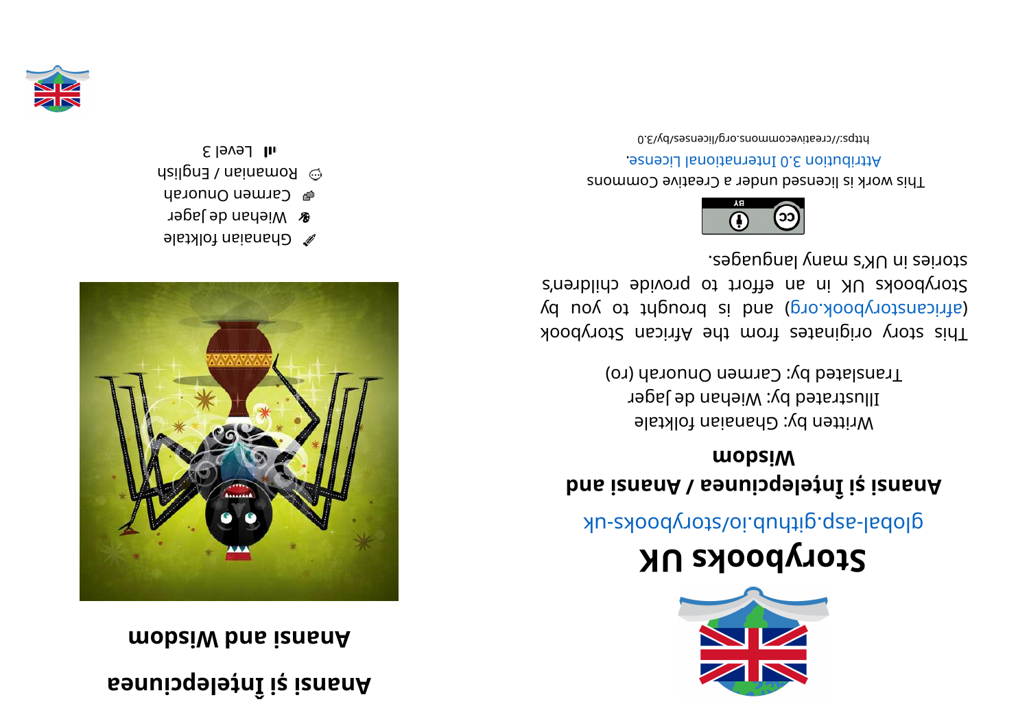# Storybooks UK

global-asp.github.io/storybooks-uk

**Anansi și Înțelepciunea / Anansi and Wisdom**

Written by: Ghanaian folktale

Illustrated by: Wiehan de Jager

Translated by: Carmen Onuorah (ro)

This story originates from the African Storybook (africanstorybook.org) and is brought to you by Storybooks UK in an effort to provide children's stories in UK's many languages.

This work is licensed under a Creative Commons Attribution 3.0 International License.

https://creativecommons.org/licenses/by/3.0

# Anansi și Înțelepciunea

# Anansi and Wisdom

Ghanaian folktale

Wiehan de Jager

Carmen Onuorah

Romanian / English

Level 3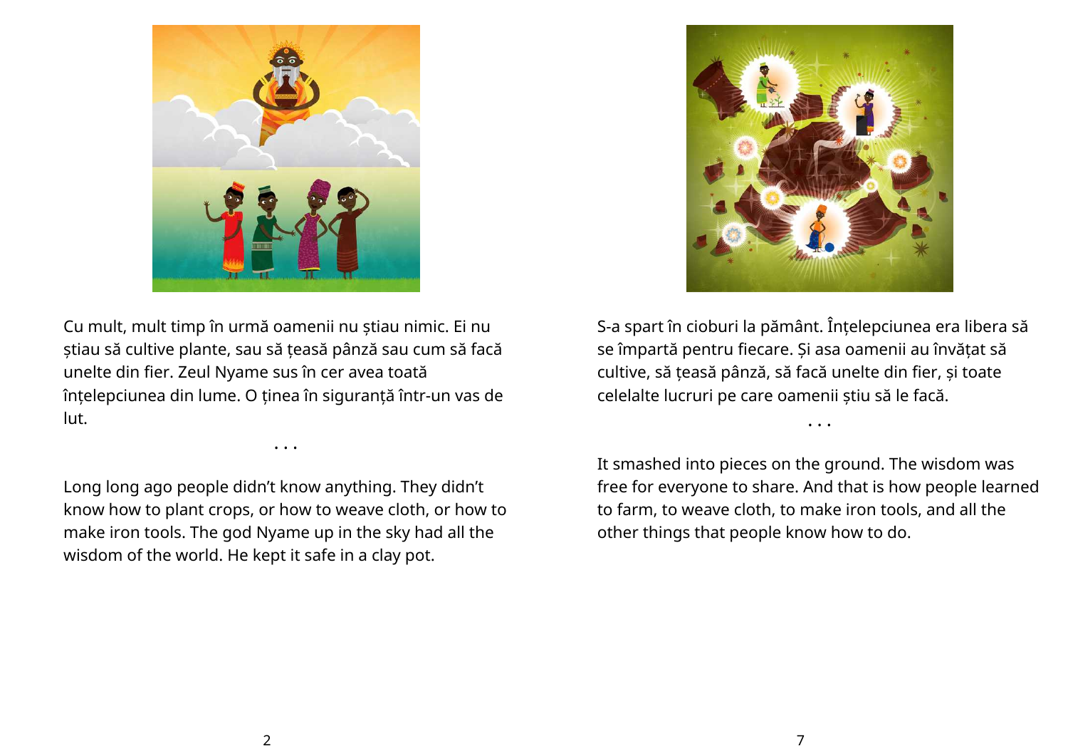Cu mult, mult timp în urmă oamenii nu știau nimic. Ei nu știau să cultive plante, sau să țeasă pânză sau cum să facă unelte din fier. Zeul Nyame sus în cer avea toată înțelepciunea din lume. O ținea în siguranță într-un vas de lut.

. . .

Long long ago people didn't know anything. They didn't know how to plant crops, or how to weave cloth, or how to make iron tools. The god Nyame up in the sky had all the wisdom of the world. He kept it safe in a clay pot.

S-a spart în cioburi la pământ. Înțelepciunea era libera să se împartă pentru fiecare. Și asa oamenii au învățat să cultive, să țeasă pânză, să facă unelte din fier, și toate celelalte lucruri pe care oamenii știu să le facă.

. . .

It smashed into pieces on the ground. The wisdom was free for everyone to share. And that is how people learned to farm, to weave cloth, to make iron tools, and all the other things that people know how to do.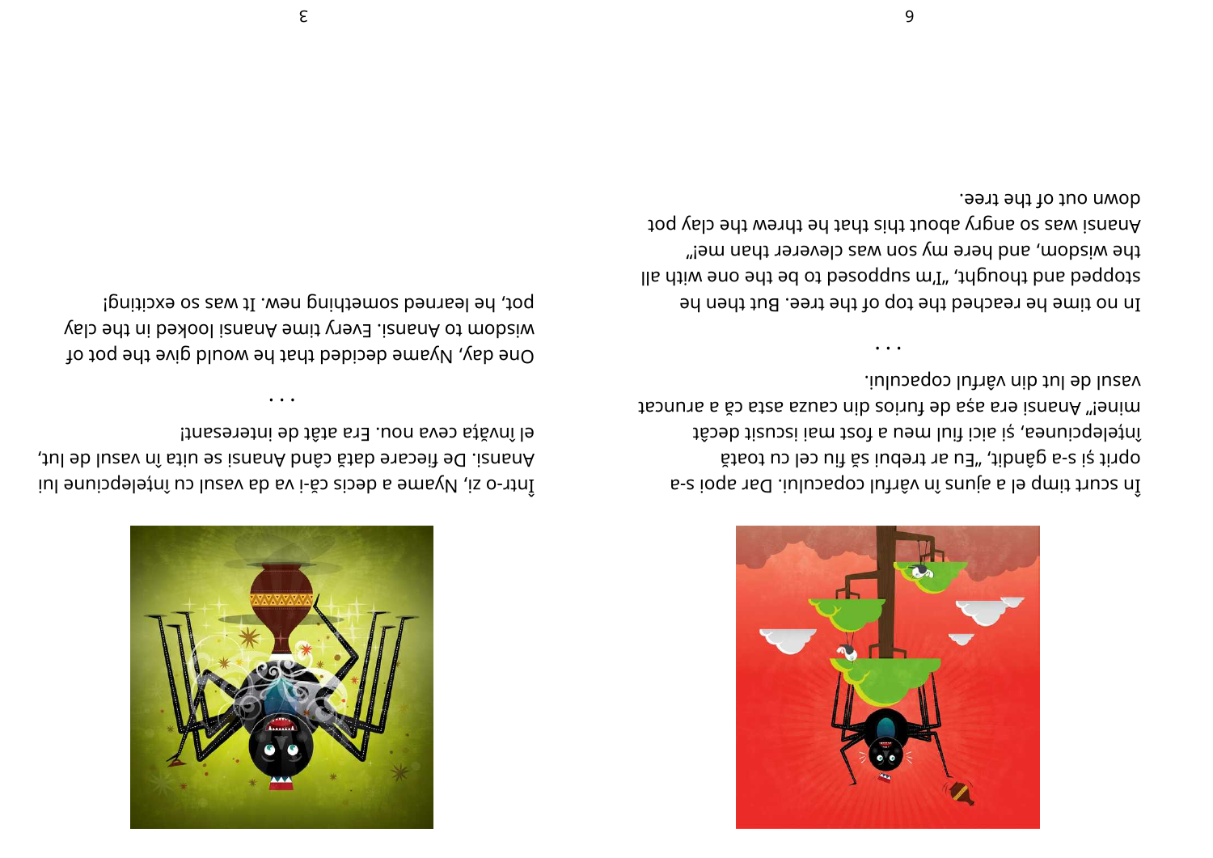Într-o zi, Nyame a decis că-i va da vasul cu înțelepciune lui Anansi. De fiecare dată când Anansi se uita în vasul de lut, el învăța ceva nou. Era atât de interesant!

. . .

One day, Nyame decided that he would give the pot of wisdom to Anansi. Every time Anansi looked in the clay pot, he learned something new. It was so exciting!

În scurt timp el a ajuns în vârful copacului. Dar apoi s-a oprit și s-a gândit, „Eu ar trebui să fiu cel cu toată înțelepciunea, și aici fiul meu a fost mai iscusit decât mine!" Anansi era așa de furios din cauza asta că a aruncat vasul de lut din vârful copacului.

. . .

In no time he reached the top of the tree. But then he stopped and thought, „I'm supposed to be the one with all the wisdom, and here my son was cleverer than me!" Anansi was so angry about this that he threw the clay pot down out of the tree.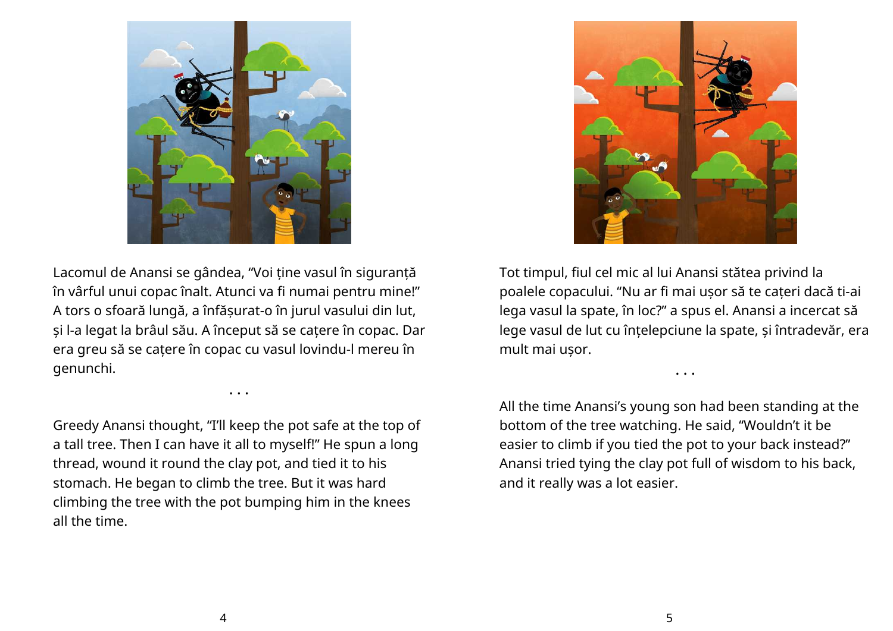Lacomul de Anansi se gândea, “Voi ține vasul în siguranță în vârful unui copac înalt. Atunci va fi numai pentru mine!” A tors o sfoară lungă, a înfășurat-o în jurul vasului din lut, și l-a legat la brâul său. A început să se cațere în copac. Dar era greu să se cațere în copac cu vasul lovindu-l mereu în genunchi.

. . .

Greedy Anansi thought, “I’ll keep the pot safe at the top of a tall tree. Then I can have it all to myself!” He spun a long thread, wound it round the clay pot, and tied it to his stomach. He began to climb the tree. But it was hard climbing the tree with the pot bumping him in the knees all the time.

Tot timpul, fiul cel mic al lui Anansi stătea privind la poalele copacului. “Nu ar fi mai ușor să te cațeri dacă ți-ai lega vasul la spate, în loc?” a spus el. Anansi a incercat să lege vasul de lut cu înțelepciune la spate, și întradevăr, era mult mai ușor.

. . .

All the time Anansi’s young son had been standing at the bottom of the tree watching. He said, “Wouldn’t it be easier to climb if you tied the pot to your back instead?” Anansi tried tying the clay pot full of wisdom to his back, and it really was a lot easier.